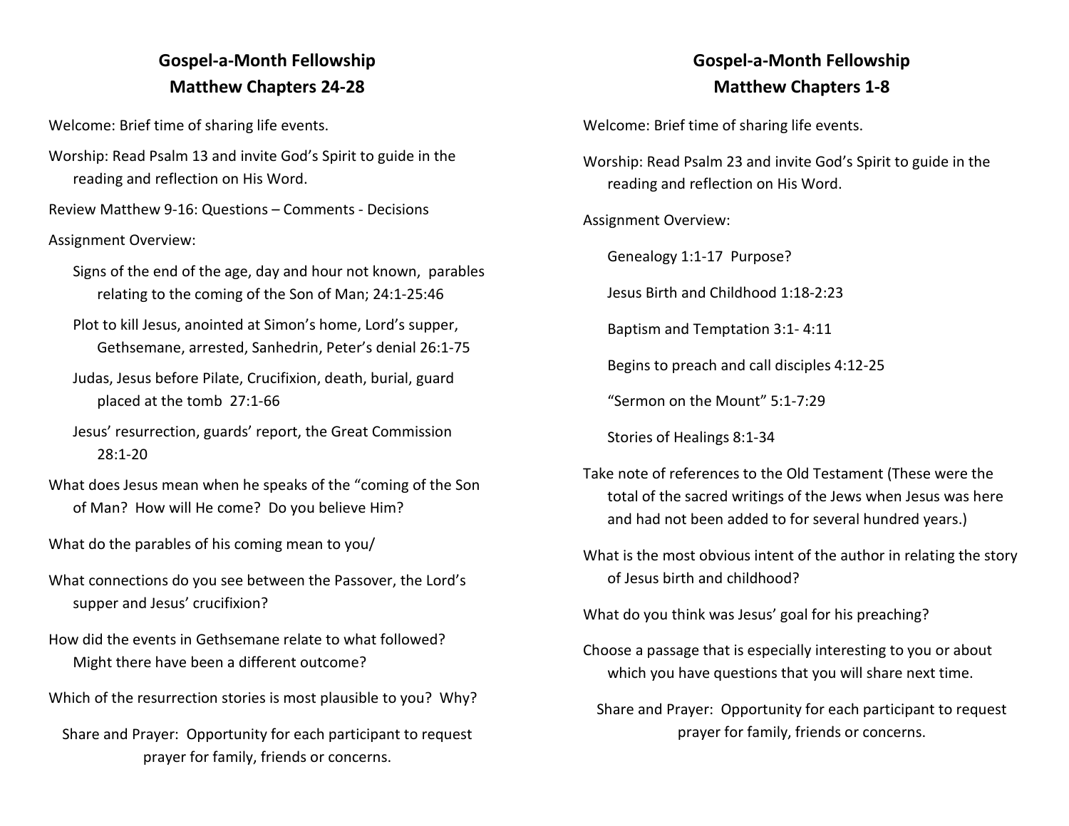## Gospel-a-Month Fellowship
## Matthew Chapters 24-28

Welcome: Brief time of sharing life events.

Worship: Read Psalm 13 and invite God's Spirit to guide in the reading and reflection on His Word.

Review Matthew 9-16: Questions – Comments - Decisions

Assignment Overview:

- Signs of the end of the age, day and hour not known, parables relating to the coming of the Son of Man; 24:1-25:46
- Plot to kill Jesus, anointed at Simon's home, Lord's supper, Gethsemane, arrested, Sanhedrin, Peter's denial 26:1-75
- Judas, Jesus before Pilate, Crucifixion, death, burial, guard placed at the tomb 27:1-66
- Jesus' resurrection, guards' report, the Great Commission 28:1-20

What does Jesus mean when he speaks of the "coming of the Son of Man? How will He come? Do you believe Him?

What do the parables of his coming mean to you/

What connections do you see between the Passover, the Lord's supper and Jesus' crucifixion?

How did the events in Gethsemane relate to what followed? Might there have been a different outcome?

Which of the resurrection stories is most plausible to you? Why?

Share and Prayer: Opportunity for each participant to request prayer for family, friends or concerns.

## Gospel-a-Month Fellowship
## Matthew Chapters 1-8

Welcome: Brief time of sharing life events.

Worship: Read Psalm 23 and invite God's Spirit to guide in the reading and reflection on His Word.

Assignment Overview:

- Genealogy 1:1-17 Purpose?
- Jesus Birth and Childhood 1:18-2:23
- Baptism and Temptation 3:1- 4:11
- Begins to preach and call disciples 4:12-25
- "Sermon on the Mount" 5:1-7:29
- Stories of Healings 8:1-34

Take note of references to the Old Testament (These were the total of the sacred writings of the Jews when Jesus was here and had not been added to for several hundred years.)

What is the most obvious intent of the author in relating the story of Jesus birth and childhood?

What do you think was Jesus' goal for his preaching?

Choose a passage that is especially interesting to you or about which you have questions that you will share next time.

Share and Prayer: Opportunity for each participant to request prayer for family, friends or concerns.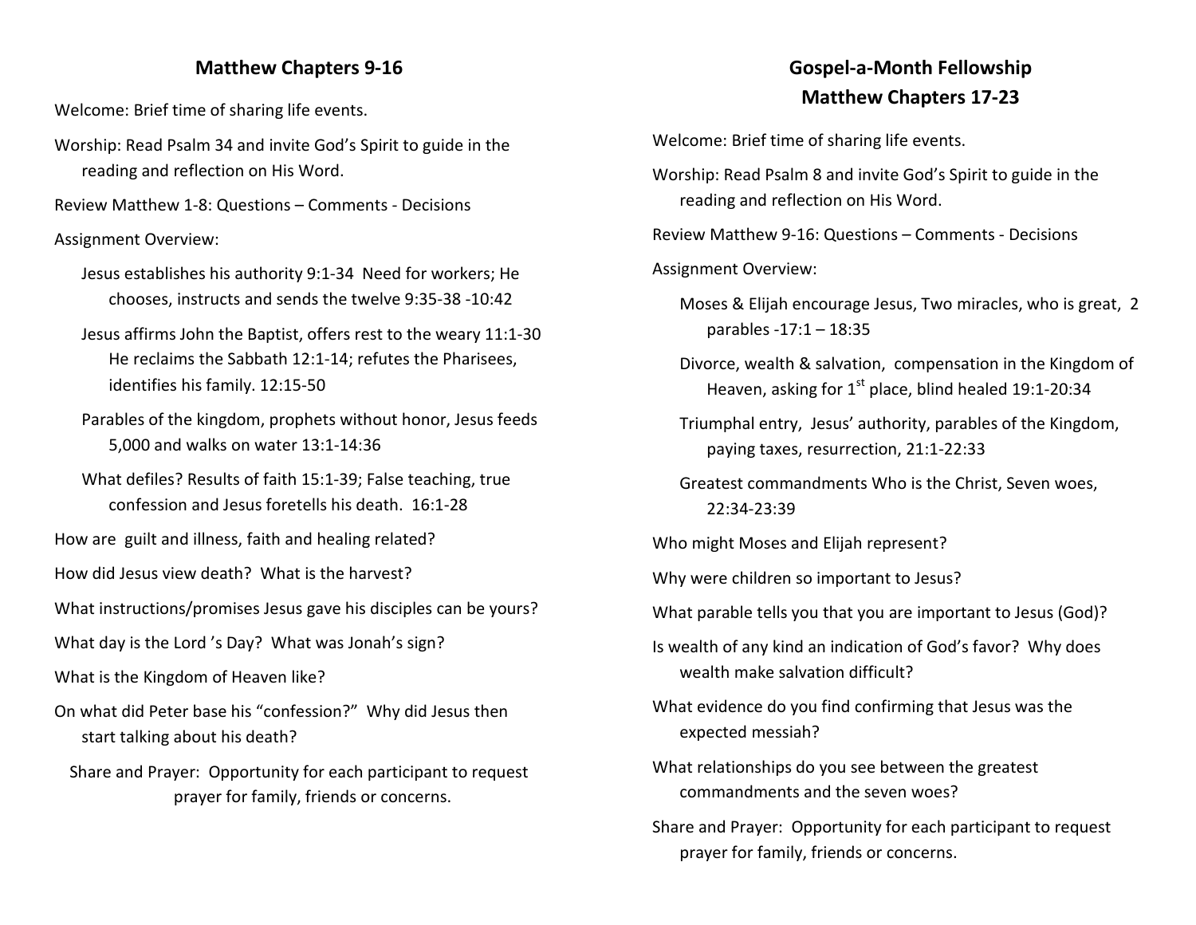## Matthew Chapters 9-16

Welcome: Brief time of sharing life events.

Worship: Read Psalm 34 and invite God's Spirit to guide in the reading and reflection on His Word.

Review Matthew 1-8: Questions – Comments - Decisions

Assignment Overview:

- Jesus establishes his authority 9:1-34 Need for workers; He chooses, instructs and sends the twelve 9:35-38 -10:42
- Jesus affirms John the Baptist, offers rest to the weary 11:1-30 He reclaims the Sabbath 12:1-14; refutes the Pharisees, identifies his family. 12:15-50
- Parables of the kingdom, prophets without honor, Jesus feeds 5,000 and walks on water 13:1-14:36
- What defiles? Results of faith 15:1-39; False teaching, true confession and Jesus foretells his death. 16:1-28

How are guilt and illness, faith and healing related?

How did Jesus view death? What is the harvest?

What instructions/promises Jesus gave his disciples can be yours?

What day is the Lord 's Day? What was Jonah's sign?

What is the Kingdom of Heaven like?

On what did Peter base his "confession?" Why did Jesus then start talking about his death?

Share and Prayer: Opportunity for each participant to request prayer for family, friends or concerns.

## Gospel-a-Month Fellowship
## Matthew Chapters 17-23

Welcome: Brief time of sharing life events.

Worship: Read Psalm 8 and invite God's Spirit to guide in the reading and reflection on His Word.

Review Matthew 9-16: Questions – Comments - Decisions

Assignment Overview:

- Moses & Elijah encourage Jesus, Two miracles, who is great, 2 parables -17:1 – 18:35
- Divorce, wealth & salvation, compensation in the Kingdom of Heaven, asking for 1st place, blind healed 19:1-20:34
- Triumphal entry, Jesus' authority, parables of the Kingdom, paying taxes, resurrection, 21:1-22:33
- Greatest commandments Who is the Christ, Seven woes, 22:34-23:39

Who might Moses and Elijah represent?

Why were children so important to Jesus?

What parable tells you that you are important to Jesus (God)?

Is wealth of any kind an indication of God's favor? Why does wealth make salvation difficult?

What evidence do you find confirming that Jesus was the expected messiah?

What relationships do you see between the greatest commandments and the seven woes?

Share and Prayer: Opportunity for each participant to request prayer for family, friends or concerns.